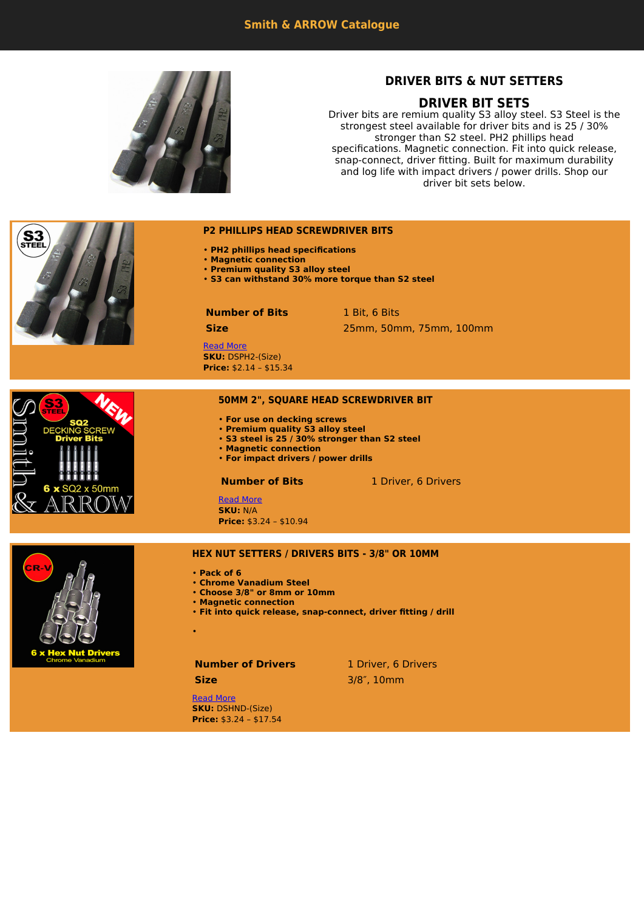# Smith & ARROW Catalogue

## DRIVER BITS & NUT SETTERS

## DRIVER BIT SETS

Driver bits are remium quality S3 alloy steel. S3 Steel is the strongest steel available for driver bits and is 25 / 30% stronger than S2 steel. PH2 phillips head specifications. Magnetic connection. Fit into quick release, snap-connect, driver fitting. Built for maximum durability and log life with impact drivers / power drills. Shop our driver bit sets below.

### P2 PHILLIPS HEAD SCREWDRIVER BITS

- **PH2 phillips head specifications**
- **Magnetic connection**
- **Premium quality S3 alloy steel**
- **S3 can withstand 30% more torque than S2 steel**

| | |
|---|---|
| **Number of Bits** | 1 Bit, 6 Bits |
| **Size** | 25mm, 50mm, 75mm, 100mm |

Read More

**SKU:** DSPH2-(Size)

**Price:** $2.14 – $15.34

### 50MM 2", SQUARE HEAD SCREWDRIVER BIT

- **For use on decking screws**
- **Premium quality S3 alloy steel**
- **S3 steel is 25 / 30% stronger than S2 steel**
- **Magnetic connection**
- **For impact drivers / power drills**

| | |
|---|---|
| **Number of Bits** | 1 Driver, 6 Drivers |

Read More

**SKU:** N/A

**Price:** $3.24 – $10.94

### HEX NUT SETTERS / DRIVERS BITS - 3/8" OR 10MM

- **Pack of 6**
- **Chrome Vanadium Steel**
- **Choose 3/8" or 8mm or 10mm**
- **Magnetic connection**
- **Fit into quick release, snap-connect, driver fitting / drill**
-

| | |
|---|---|
| **Number of Drivers** | 1 Driver, 6 Drivers |
| **Size** | 3/8″, 10mm |

Read More

**SKU:** DSHND-(Size)

**Price:** $3.24 – $17.54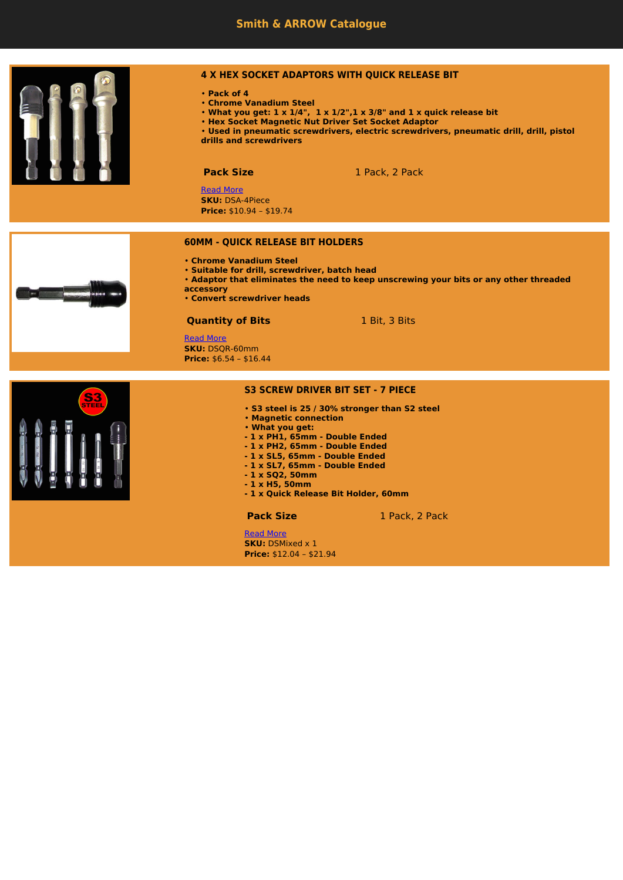# Smith & ARROW Catalogue

## 4 X HEX SOCKET ADAPTORS WITH QUICK RELEASE BIT

- **Pack of 4**
- **Chrome Vanadium Steel**
- **What you get: 1 x 1/4", 1 x 1/2",1 x 3/8" and 1 x quick release bit**
- **Hex Socket Magnetic Nut Driver Set Socket Adaptor**
- **Used in pneumatic screwdrivers, electric screwdrivers, pneumatic drill, drill, pistol drills and screwdrivers**

| | |
|---|---|
| **Pack Size** | 1 Pack, 2 Pack |

Read More

**SKU:** DSA-4Piece

**Price:** $10.94 – $19.74

## 60MM - QUICK RELEASE BIT HOLDERS

- **Chrome Vanadium Steel**
- **Suitable for drill, screwdriver, batch head**
- **Adaptor that eliminates the need to keep unscrewing your bits or any other threaded accessory**
- **Convert screwdriver heads**

| | |
|---|---|
| **Quantity of Bits** | 1 Bit, 3 Bits |

Read More

**SKU:** DSQR-60mm

**Price:** $6.54 – $16.44

## S3 SCREW DRIVER BIT SET - 7 PIECE

- **S3 steel is 25 / 30% stronger than S2 steel**
- **Magnetic connection**
- **What you get:**

**- 1 x PH1, 65mm - Double Ended**
**- 1 x PH2, 65mm - Double Ended**
**- 1 x SL5, 65mm - Double Ended**
**- 1 x SL7, 65mm - Double Ended**
**- 1 x SQ2, 50mm**
**- 1 x H5, 50mm**
**- 1 x Quick Release Bit Holder, 60mm**

| | |
|---|---|
| **Pack Size** | 1 Pack, 2 Pack |

Read More

**SKU:** DSMixed x 1

**Price:** $12.04 – $21.94